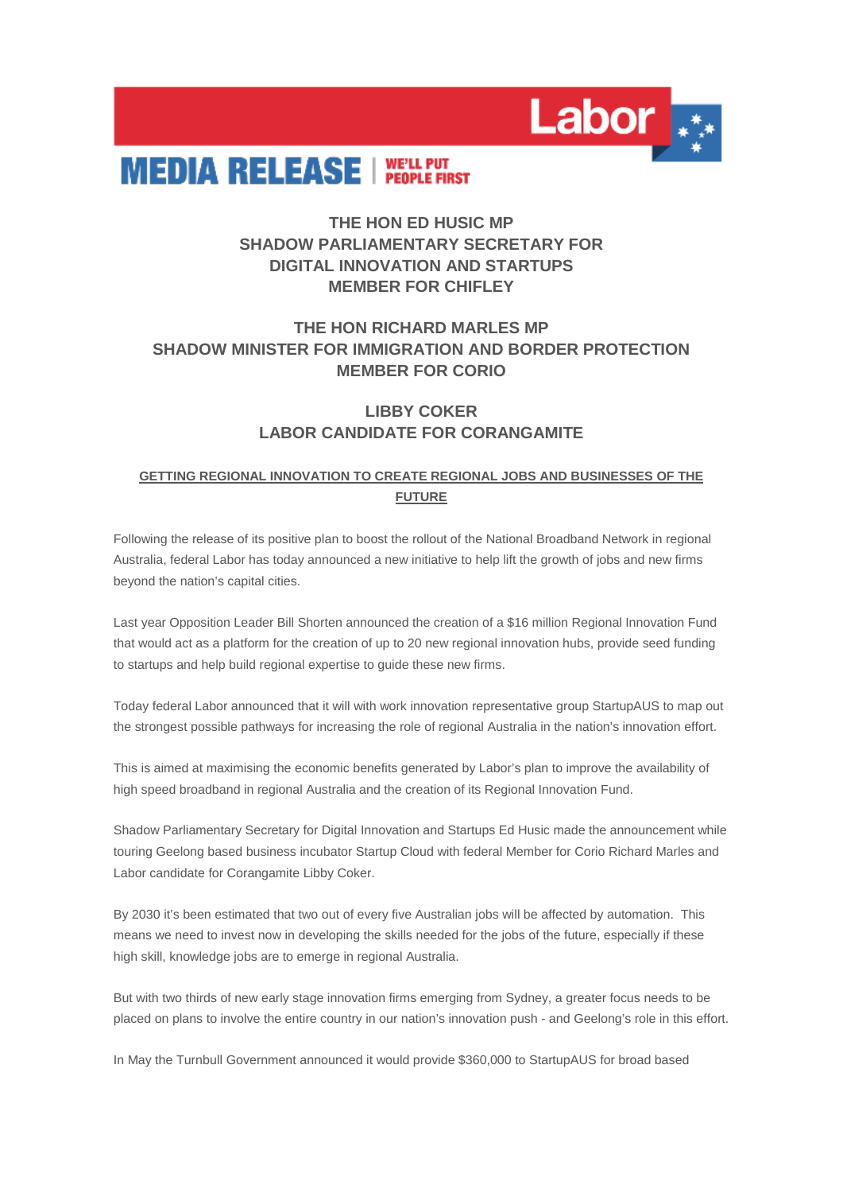Labor

# MEDIA RELEASE | WE'LL PUT PEOPLE FIRST

**THE HON ED HUSIC MP**
**SHADOW PARLIAMENTARY SECRETARY FOR DIGITAL INNOVATION AND STARTUPS**
**MEMBER FOR CHIFLEY**

**THE HON RICHARD MARLES MP**
**SHADOW MINISTER FOR IMMIGRATION AND BORDER PROTECTION**
**MEMBER FOR CORIO**

**LIBBY COKER**
**LABOR CANDIDATE FOR CORANGAMITE**

## GETTING REGIONAL INNOVATION TO CREATE REGIONAL JOBS AND BUSINESSES OF THE FUTURE

Following the release of its positive plan to boost the rollout of the National Broadband Network in regional Australia, federal Labor has today announced a new initiative to help lift the growth of jobs and new firms beyond the nation's capital cities.

Last year Opposition Leader Bill Shorten announced the creation of a $16 million Regional Innovation Fund that would act as a platform for the creation of up to 20 new regional innovation hubs, provide seed funding to startups and help build regional expertise to guide these new firms.

Today federal Labor announced that it will with work innovation representative group StartupAUS to map out the strongest possible pathways for increasing the role of regional Australia in the nation's innovation effort.

This is aimed at maximising the economic benefits generated by Labor's plan to improve the availability of high speed broadband in regional Australia and the creation of its Regional Innovation Fund.

Shadow Parliamentary Secretary for Digital Innovation and Startups Ed Husic made the announcement while touring Geelong based business incubator Startup Cloud with federal Member for Corio Richard Marles and Labor candidate for Corangamite Libby Coker.

By 2030 it's been estimated that two out of every five Australian jobs will be affected by automation. This means we need to invest now in developing the skills needed for the jobs of the future, especially if these high skill, knowledge jobs are to emerge in regional Australia.

But with two thirds of new early stage innovation firms emerging from Sydney, a greater focus needs to be placed on plans to involve the entire country in our nation's innovation push - and Geelong's role in this effort.

In May the Turnbull Government announced it would provide $360,000 to StartupAUS for broad based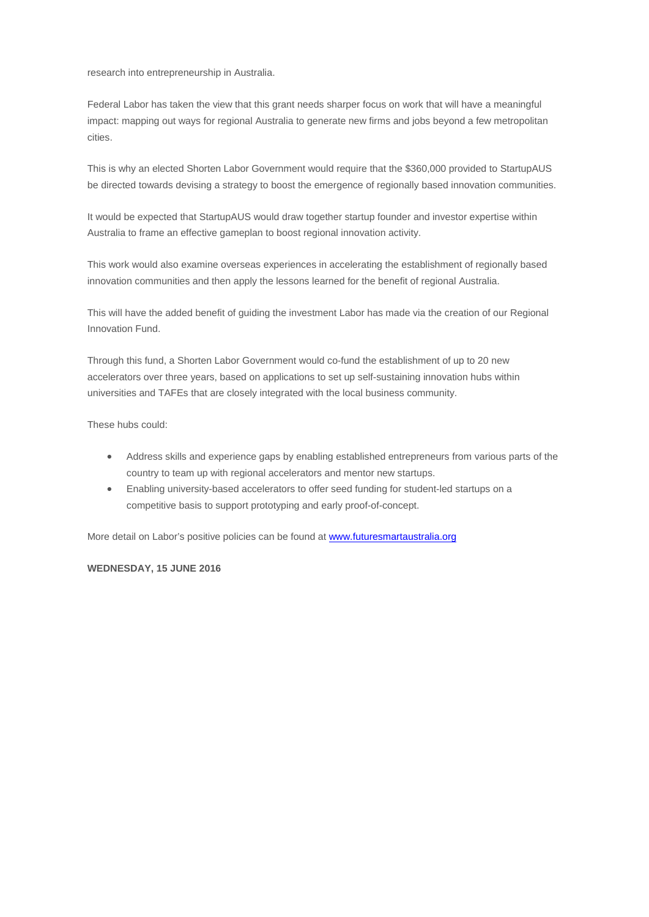research into entrepreneurship in Australia.

Federal Labor has taken the view that this grant needs sharper focus on work that will have a meaningful impact: mapping out ways for regional Australia to generate new firms and jobs beyond a few metropolitan cities.

This is why an elected Shorten Labor Government would require that the $360,000 provided to StartupAUS be directed towards devising a strategy to boost the emergence of regionally based innovation communities.

It would be expected that StartupAUS would draw together startup founder and investor expertise within Australia to frame an effective gameplan to boost regional innovation activity.

This work would also examine overseas experiences in accelerating the establishment of regionally based innovation communities and then apply the lessons learned for the benefit of regional Australia.

This will have the added benefit of guiding the investment Labor has made via the creation of our Regional Innovation Fund.

Through this fund, a Shorten Labor Government would co-fund the establishment of up to 20 new accelerators over three years, based on applications to set up self-sustaining innovation hubs within universities and TAFEs that are closely integrated with the local business community.

These hubs could:

- Address skills and experience gaps by enabling established entrepreneurs from various parts of the country to team up with regional accelerators and mentor new startups.
- Enabling university-based accelerators to offer seed funding for student-led startups on a competitive basis to support prototyping and early proof-of-concept.

More detail on Labor's positive policies can be found at [www.futuresmartaustralia.org](http://www.futuresmartaustralia.org)

**WEDNESDAY, 15 JUNE 2016**